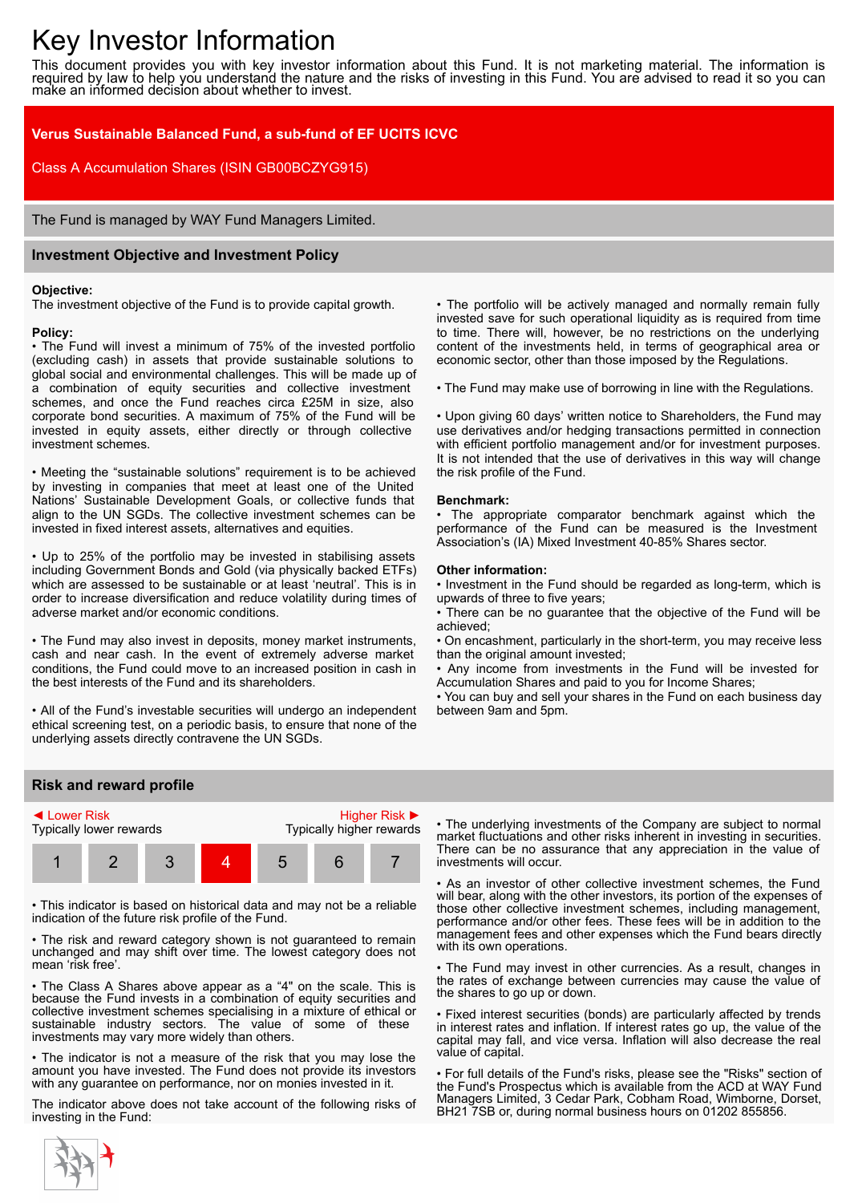# Key Investor Information

This document provides you with key investor information about this Fund. It is not marketing material. The information is required by law to help you understand the nature and the risks of investing in this Fund. You are advised to read it so you can make an informed decision about whether to invest.

**Verus Sustainable Balanced Fund, a sub-fund of EF UCITS ICVC**

Class A Accumulation Shares (ISIN GB00BCZYG915)

The Fund is managed by WAY Fund Managers Limited.

## Investment Objective and Investment Policy

**Objective:**
The investment objective of the Fund is to provide capital growth.

**Policy:**

• The Fund will invest a minimum of 75% of the invested portfolio (excluding cash) in assets that provide sustainable solutions to global social and environmental challenges. This will be made up of a combination of equity securities and collective investment schemes, and once the Fund reaches circa £25M in size, also corporate bond securities. A maximum of 75% of the Fund will be invested in equity assets, either directly or through collective investment schemes.

• Meeting the "sustainable solutions" requirement is to be achieved by investing in companies that meet at least one of the United Nations' Sustainable Development Goals, or collective funds that align to the UN SGDs. The collective investment schemes can be invested in fixed interest assets, alternatives and equities.

• Up to 25% of the portfolio may be invested in stabilising assets including Government Bonds and Gold (via physically backed ETFs) which are assessed to be sustainable or at least 'neutral'. This is in order to increase diversification and reduce volatility during times of adverse market and/or economic conditions.

• The Fund may also invest in deposits, money market instruments, cash and near cash. In the event of extremely adverse market conditions, the Fund could move to an increased position in cash in the best interests of the Fund and its shareholders.

• All of the Fund's investable securities will undergo an independent ethical screening test, on a periodic basis, to ensure that none of the underlying assets directly contravene the UN SGDs.

• The portfolio will be actively managed and normally remain fully invested save for such operational liquidity as is required from time to time. There will, however, be no restrictions on the underlying content of the investments held, in terms of geographical area or economic sector, other than those imposed by the Regulations.

• The Fund may make use of borrowing in line with the Regulations.

• Upon giving 60 days' written notice to Shareholders, the Fund may use derivatives and/or hedging transactions permitted in connection with efficient portfolio management and/or for investment purposes. It is not intended that the use of derivatives in this way will change the risk profile of the Fund.

**Benchmark:**

• The appropriate comparator benchmark against which the performance of the Fund can be measured is the Investment Association's (IA) Mixed Investment 40-85% Shares sector.

**Other information:**

• Investment in the Fund should be regarded as long-term, which is upwards of three to five years;
• There can be no guarantee that the objective of the Fund will be achieved;
• On encashment, particularly in the short-term, you may receive less than the original amount invested;
• Any income from investments in the Fund will be invested for Accumulation Shares and paid to you for Income Shares;
• You can buy and sell your shares in the Fund on each business day between 9am and 5pm.

## Risk and reward profile

◄ Lower Risk
Typically lower rewards

Higher Risk ►
Typically higher rewards

| 1 | 2 | 3 | **4** | 5 | 6 | 7 |
|---|---|---|---|---|---|---|

• This indicator is based on historical data and may not be a reliable indication of the future risk profile of the Fund.

• The risk and reward category shown is not guaranteed to remain unchanged and may shift over time. The lowest category does not mean 'risk free'.

• The Class A Shares above appear as a "4" on the scale. This is because the Fund invests in a combination of equity securities and collective investment schemes specialising in a mixture of ethical or sustainable industry sectors. The value of some of these investments may vary more widely than others.

• The indicator is not a measure of the risk that you may lose the amount you have invested. The Fund does not provide its investors with any guarantee on performance, nor on monies invested in it.

The indicator above does not take account of the following risks of investing in the Fund:

• The underlying investments of the Company are subject to normal market fluctuations and other risks inherent in investing in securities. There can be no assurance that any appreciation in the value of investments will occur.

• As an investor of other collective investment schemes, the Fund will bear, along with the other investors, its portion of the expenses of those other collective investment schemes, including management, performance and/or other fees. These fees will be in addition to the management fees and other expenses which the Fund bears directly with its own operations.

• The Fund may invest in other currencies. As a result, changes in the rates of exchange between currencies may cause the value of the shares to go up or down.

• Fixed interest securities (bonds) are particularly affected by trends in interest rates and inflation. If interest rates go up, the value of the capital may fall, and vice versa. Inflation will also decrease the real value of capital.

• For full details of the Fund's risks, please see the "Risks" section of the Fund's Prospectus which is available from the ACD at WAY Fund Managers Limited, 3 Cedar Park, Cobham Road, Wimborne, Dorset, BH21 7SB or, during normal business hours on 01202 855856.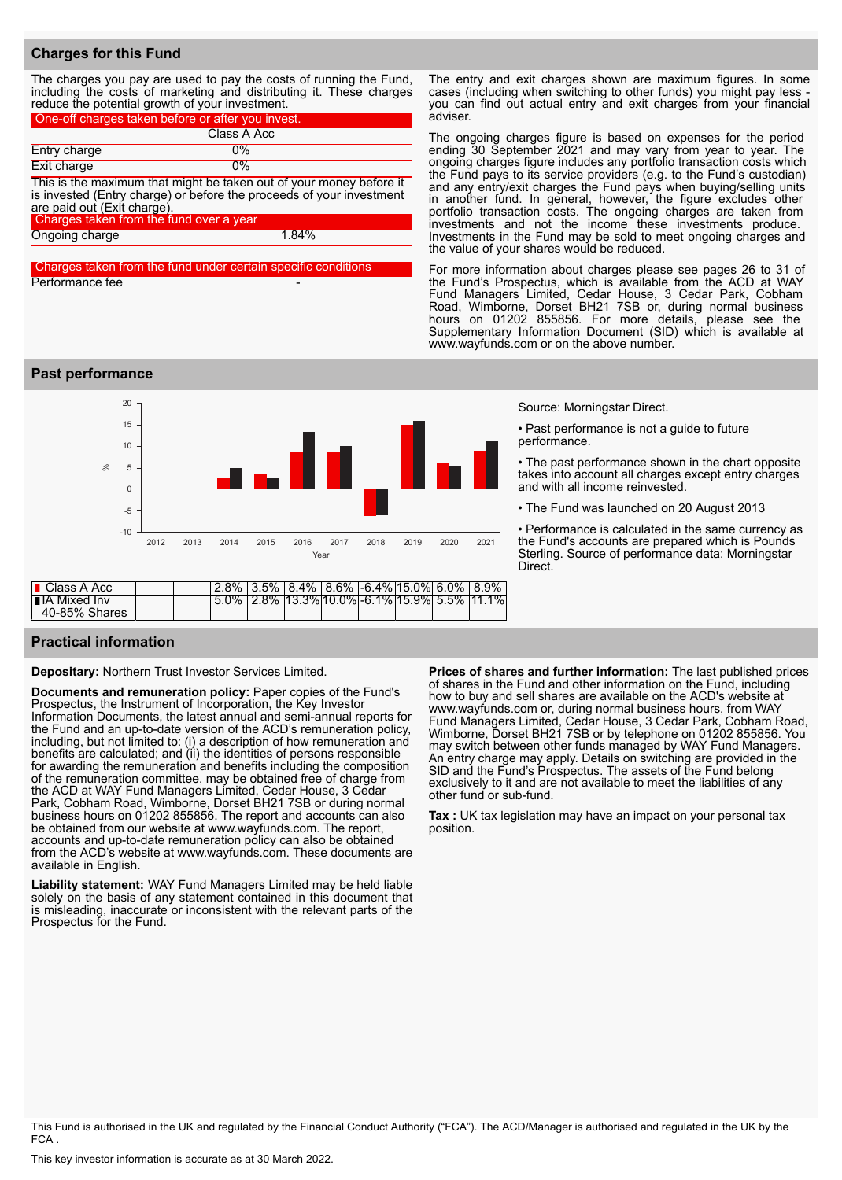## Charges for this Fund

The charges you pay are used to pay the costs of running the Fund, including the costs of marketing and distributing it. These charges reduce the potential growth of your investment.

| One-off charges taken before or after you invest. | |
|---|---|
| | Class A Acc |
| Entry charge | 0% |
| Exit charge | 0% |

This is the maximum that might be taken out of your money before it is invested (Entry charge) or before the proceeds of your investment are paid out (Exit charge).

| Charges taken from the fund over a year | |
|---|---|
| Ongoing charge | 1.84% |

| Charges taken from the fund under certain specific conditions | |
|---|---|
| Performance fee | - |

The entry and exit charges shown are maximum figures. In some cases (including when switching to other funds) you might pay less - you can find out actual entry and exit charges from your financial adviser.

The ongoing charges figure is based on expenses for the period ending 30 September 2021 and may vary from year to year. The ongoing charges figure includes any portfolio transaction costs which the Fund pays to its service providers (e.g. to the Fund's custodian) and any entry/exit charges the Fund pays when buying/selling units in another fund. In general, however, the figure excludes other portfolio transaction costs. The ongoing charges are taken from investments and not the income these investments produce. Investments in the Fund may be sold to meet ongoing charges and the value of your shares would be reduced.

For more information about charges please see pages 26 to 31 of the Fund's Prospectus, which is available from the ACD at WAY Fund Managers Limited, Cedar House, 3 Cedar Park, Cobham Road, Wimborne, Dorset BH21 7SB or, during normal business hours on 01202 855856. For more details, please see the Supplementary Information Document (SID) which is available at www.wayfunds.com or on the above number.

## Past performance

20
15
10
5
0
-5
-10
%
2012 2013 2014 2015 2016 2017 2018 2019 2020 2021
Year

| | 2012 | 2013 | 2014 | 2015 | 2016 | 2017 | 2018 | 2019 | 2020 | 2021 |
|---|---|---|---|---|---|---|---|---|---|---|
| Class A Acc | | | 2.8% | 3.5% | 8.4% | 8.6% | -6.4% | 15.0% | 6.0% | 8.9% |
| IA Mixed Inv 40-85% Shares | | | 5.0% | 2.8% | 13.3% | 10.0% | -6.1% | 15.9% | 5.5% | 11.1% |

Source: Morningstar Direct.

- Past performance is not a guide to future performance.
- The past performance shown in the chart opposite takes into account all charges except entry charges and with all income reinvested.
- The Fund was launched on 20 August 2013
- Performance is calculated in the same currency as the Fund's accounts are prepared which is Pounds Sterling. Source of performance data: Morningstar Direct.

## Practical information

**Depositary:** Northern Trust Investor Services Limited.

**Documents and remuneration policy:** Paper copies of the Fund's Prospectus, the Instrument of Incorporation, the Key Investor Information Documents, the latest annual and semi-annual reports for the Fund and an up-to-date version of the ACD's remuneration policy, including, but not limited to: (i) a description of how remuneration and benefits are calculated; and (ii) the identities of persons responsible for awarding the remuneration and benefits including the composition of the remuneration committee, may be obtained free of charge from the ACD at WAY Fund Managers Limited, Cedar House, 3 Cedar Park, Cobham Road, Wimborne, Dorset BH21 7SB or during normal business hours on 01202 855856. The report and accounts can also be obtained from our website at www.wayfunds.com. The report, accounts and up-to-date remuneration policy can also be obtained from the ACD's website at www.wayfunds.com. These documents are available in English.

**Liability statement:** WAY Fund Managers Limited may be held liable solely on the basis of any statement contained in this document that is misleading, inaccurate or inconsistent with the relevant parts of the Prospectus for the Fund.

**Prices of shares and further information:** The last published prices of shares in the Fund and other information on the Fund, including how to buy and sell shares are available on the ACD's website at www.wayfunds.com or, during normal business hours, from WAY Fund Managers Limited, Cedar House, 3 Cedar Park, Cobham Road, Wimborne, Dorset BH21 7SB or by telephone on 01202 855856. You may switch between other funds managed by WAY Fund Managers. An entry charge may apply. Details on switching are provided in the SID and the Fund's Prospectus. The assets of the Fund belong exclusively to it and are not available to meet the liabilities of any other fund or sub-fund.

**Tax :** UK tax legislation may have an impact on your personal tax position.

This Fund is authorised in the UK and regulated by the Financial Conduct Authority ("FCA"). The ACD/Manager is authorised and regulated in the UK by the FCA .

This key investor information is accurate as at 30 March 2022.